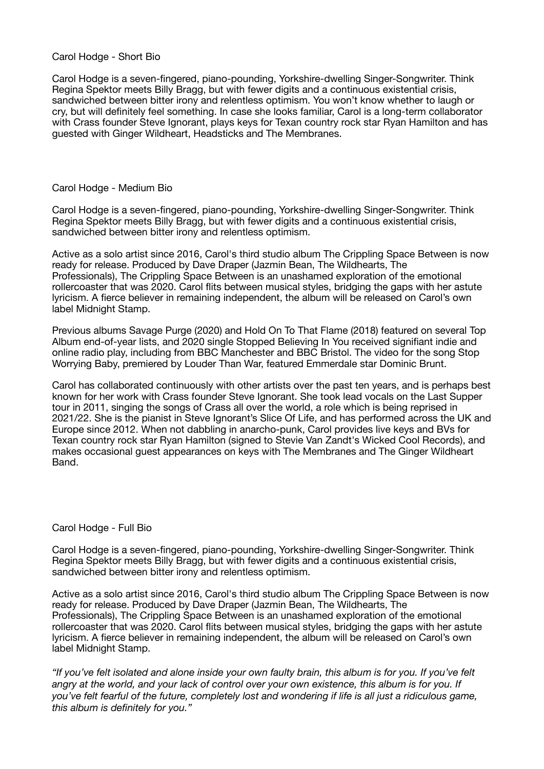## Carol Hodge - Short Bio

Carol Hodge is a seven-fingered, piano-pounding, Yorkshire-dwelling Singer-Songwriter. Think Regina Spektor meets Billy Bragg, but with fewer digits and a continuous existential crisis, sandwiched between bitter irony and relentless optimism. You won't know whether to laugh or cry, but will definitely feel something. In case she looks familiar, Carol is a long-term collaborator with Crass founder Steve Ignorant, plays keys for Texan country rock star Ryan Hamilton and has guested with Ginger Wildheart, Headsticks and The Membranes.

## Carol Hodge - Medium Bio

Carol Hodge is a seven-fingered, piano-pounding, Yorkshire-dwelling Singer-Songwriter. Think Regina Spektor meets Billy Bragg, but with fewer digits and a continuous existential crisis, sandwiched between bitter irony and relentless optimism.

Active as a solo artist since 2016, Carol's third studio album The Crippling Space Between is now ready for release. Produced by Dave Draper (Jazmin Bean, The Wildhearts, The Professionals), The Crippling Space Between is an unashamed exploration of the emotional rollercoaster that was 2020. Carol flits between musical styles, bridging the gaps with her astute lyricism. A fierce believer in remaining independent, the album will be released on Carol's own label Midnight Stamp.

Previous albums Savage Purge (2020) and Hold On To That Flame (2018) featured on several Top Album end-of-year lists, and 2020 single Stopped Believing In You received signifiant indie and online radio play, including from BBC Manchester and BBC Bristol. The video for the song Stop Worrying Baby, premiered by Louder Than War, featured Emmerdale star Dominic Brunt.

Carol has collaborated continuously with other artists over the past ten years, and is perhaps best known for her work with Crass founder Steve Ignorant. She took lead vocals on the Last Supper tour in 2011, singing the songs of Crass all over the world, a role which is being reprised in 2021/22. She is the pianist in Steve Ignorant's Slice Of Life, and has performed across the UK and Europe since 2012. When not dabbling in anarcho-punk, Carol provides live keys and BVs for Texan country rock star Ryan Hamilton (signed to Stevie Van Zandt's Wicked Cool Records), and makes occasional guest appearances on keys with The Membranes and The Ginger Wildheart Band.

## Carol Hodge - Full Bio

Carol Hodge is a seven-fingered, piano-pounding, Yorkshire-dwelling Singer-Songwriter. Think Regina Spektor meets Billy Bragg, but with fewer digits and a continuous existential crisis, sandwiched between bitter irony and relentless optimism.

Active as a solo artist since 2016, Carol's third studio album The Crippling Space Between is now ready for release. Produced by Dave Draper (Jazmin Bean, The Wildhearts, The Professionals), The Crippling Space Between is an unashamed exploration of the emotional rollercoaster that was 2020. Carol flits between musical styles, bridging the gaps with her astute lyricism. A fierce believer in remaining independent, the album will be released on Carol's own label Midnight Stamp.

*"If you've felt isolated and alone inside your own faulty brain, this album is for you. If you've felt angry at the world, and your lack of control over your own existence, this album is for you. If you've felt fearful of the future, completely lost and wondering if life is all just a ridiculous game, this album is definitely for you."*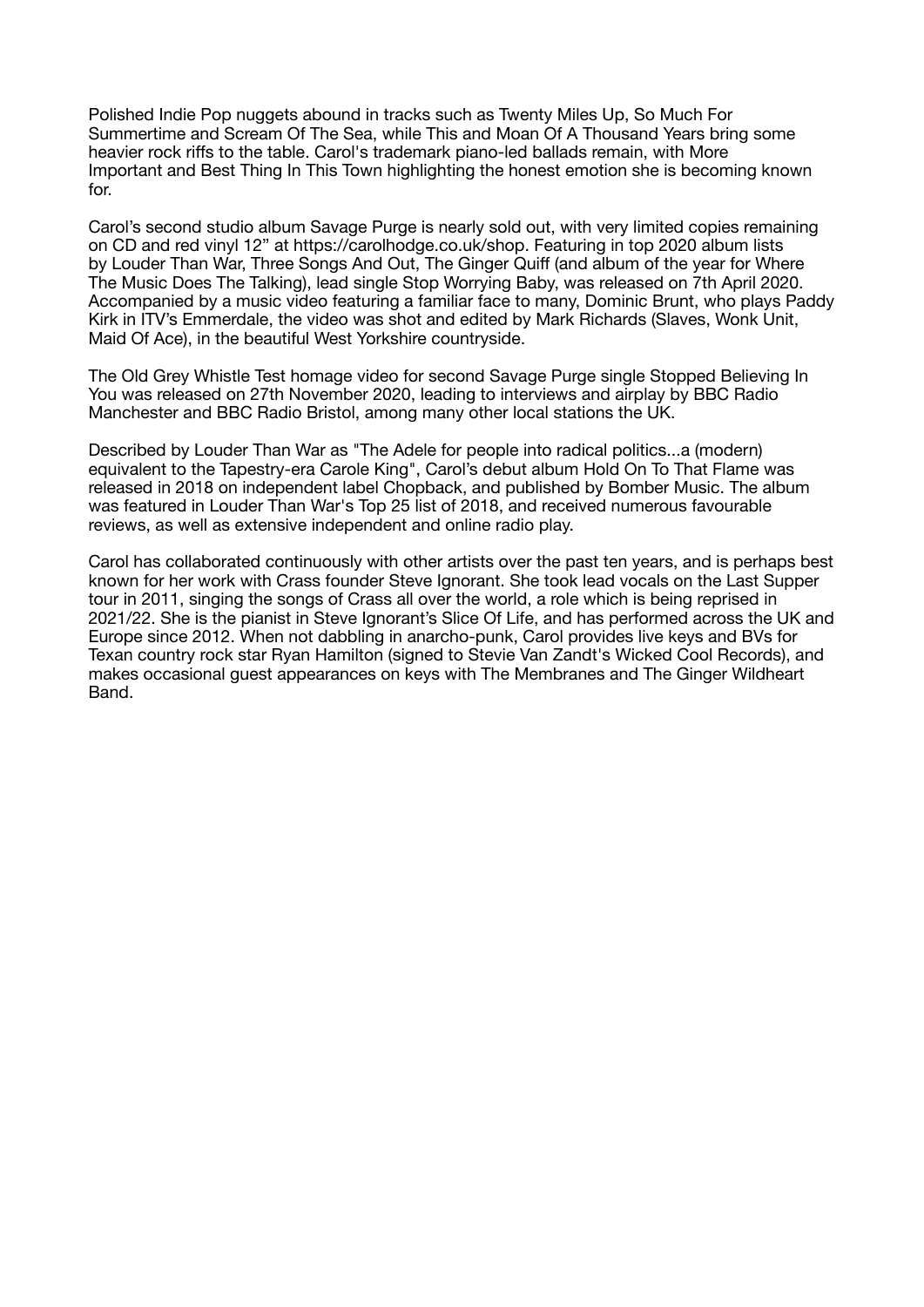Polished Indie Pop nuggets abound in tracks such as Twenty Miles Up, So Much For Summertime and Scream Of The Sea, while This and Moan Of A Thousand Years bring some heavier rock riffs to the table. Carol's trademark piano-led ballads remain, with More Important and Best Thing In This Town highlighting the honest emotion she is becoming known for.

Carol's second studio album Savage Purge is nearly sold out, with very limited copies remaining on CD and red vinyl 12" at https://carolhodge.co.uk/shop. Featuring in top 2020 album lists by Louder Than War, Three Songs And Out, The Ginger Quiff (and album of the year for Where The Music Does The Talking), lead single Stop Worrying Baby, was released on 7th April 2020. Accompanied by a music video featuring a familiar face to many, Dominic Brunt, who plays Paddy Kirk in ITV's Emmerdale, the video was shot and edited by Mark Richards (Slaves, Wonk Unit, Maid Of Ace), in the beautiful West Yorkshire countryside.

The Old Grey Whistle Test homage video for second Savage Purge single Stopped Believing In You was released on 27th November 2020, leading to interviews and airplay by BBC Radio Manchester and BBC Radio Bristol, among many other local stations the UK.

Described by Louder Than War as "The Adele for people into radical politics...a (modern) equivalent to the Tapestry-era Carole King", Carol's debut album Hold On To That Flame was released in 2018 on independent label Chopback, and published by Bomber Music. The album was featured in Louder Than War's Top 25 list of 2018, and received numerous favourable reviews, as well as extensive independent and online radio play.

Carol has collaborated continuously with other artists over the past ten years, and is perhaps best known for her work with Crass founder Steve Ignorant. She took lead vocals on the Last Supper tour in 2011, singing the songs of Crass all over the world, a role which is being reprised in 2021/22. She is the pianist in Steve Ignorant's Slice Of Life, and has performed across the UK and Europe since 2012. When not dabbling in anarcho-punk, Carol provides live keys and BVs for Texan country rock star Ryan Hamilton (signed to Stevie Van Zandt's Wicked Cool Records), and makes occasional guest appearances on keys with The Membranes and The Ginger Wildheart Band.